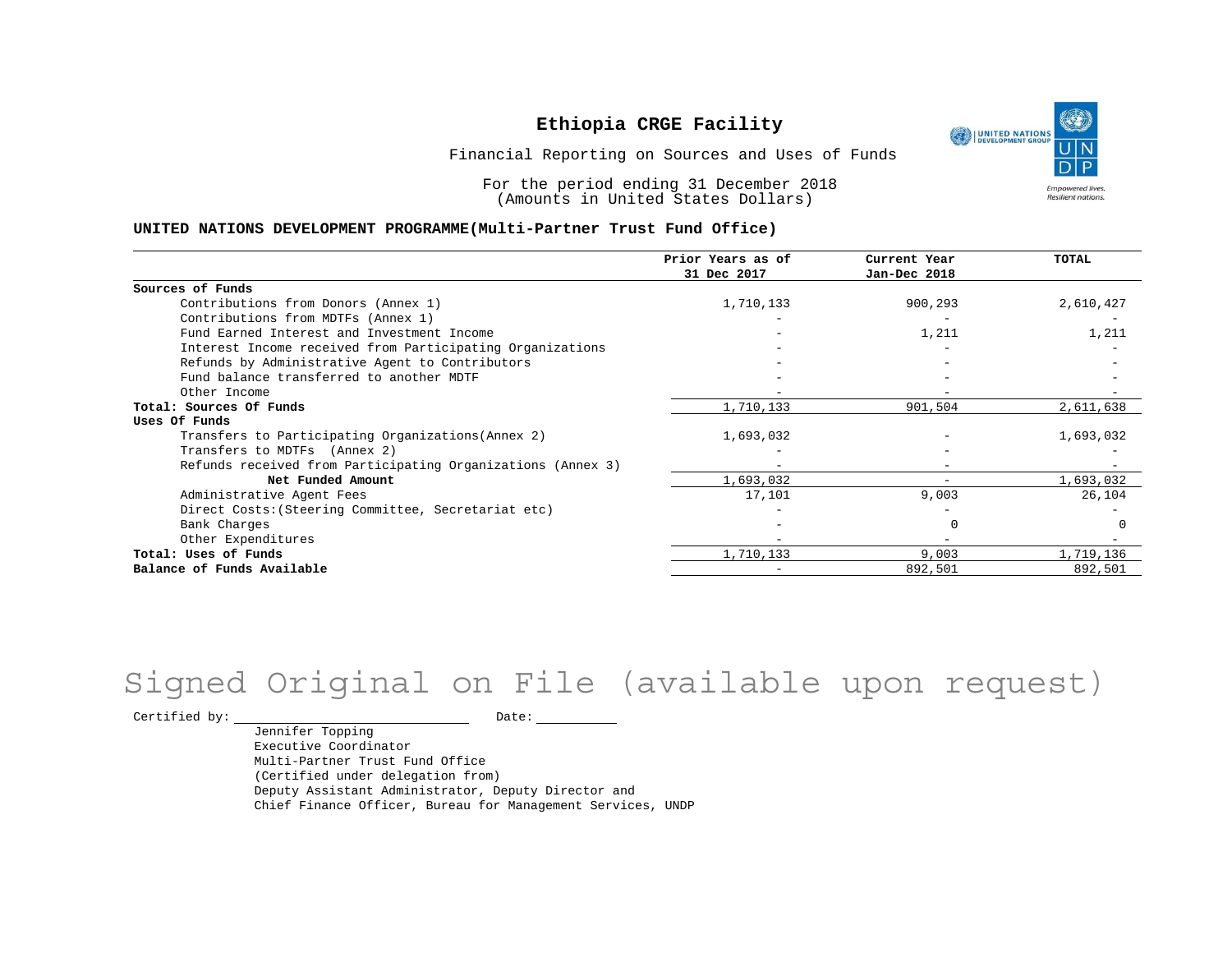# Ethiopia CRGE Facility

Financial Reporting on Sources and Uses of Funds

For the period ending 31 December 2018
(Amounts in United States Dollars)

**UNITED NATIONS DEVELOPMENT PROGRAMME(Multi-Partner Trust Fund Office)**

| | Prior Years as of 31 Dec 2017 | Current Year Jan-Dec 2018 | TOTAL |
|---|---|---|---|
| **Sources of Funds** | | | |
| Contributions from Donors (Annex 1) | 1,710,133 | 900,293 | 2,610,427 |
| Contributions from MDTFs (Annex 1) | - | - | - |
| Fund Earned Interest and Investment Income | - | 1,211 | 1,211 |
| Interest Income received from Participating Organizations | - | - | - |
| Refunds by Administrative Agent to Contributors | - | - | - |
| Fund balance transferred to another MDTF | - | - | - |
| Other Income | - | - | - |
| **Total: Sources Of Funds** | 1,710,133 | 901,504 | 2,611,638 |
| **Uses Of Funds** | | | |
| Transfers to Participating Organizations(Annex 2) | 1,693,032 | - | 1,693,032 |
| Transfers to MDTFs (Annex 2) | - | - | - |
| Refunds received from Participating Organizations (Annex 3) | - | - | - |
| **Net Funded Amount** | 1,693,032 | - | 1,693,032 |
| Administrative Agent Fees | 17,101 | 9,003 | 26,104 |
| Direct Costs:(Steering Committee, Secretariat etc) | - | - | - |
| Bank Charges | - | 0 | 0 |
| Other Expenditures | - | - | - |
| **Total: Uses of Funds** | 1,710,133 | 9,003 | 1,719,136 |
| **Balance of Funds Available** | - | 892,501 | 892,501 |

Signed Original on File (available upon request)

Certified by: ______________________ Date: __________

Jennifer Topping
Executive Coordinator
Multi-Partner Trust Fund Office
(Certified under delegation from)
Deputy Assistant Administrator, Deputy Director and
Chief Finance Officer, Bureau for Management Services, UNDP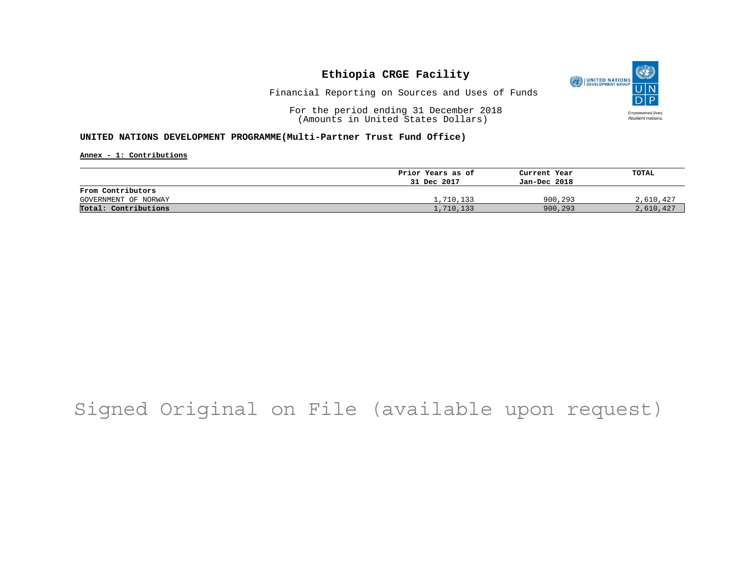# Ethiopia CRGE Facility

Financial Reporting on Sources and Uses of Funds

For the period ending 31 December 2018
(Amounts in United States Dollars)

**UNITED NATIONS DEVELOPMENT PROGRAMME(Multi-Partner Trust Fund Office)**

**Annex - 1: Contributions**

| | Prior Years as of 31 Dec 2017 | Current Year Jan-Dec 2018 | TOTAL |
|---|---|---|---|
| **From Contributors** | | | |
| GOVERNMENT OF NORWAY | 1,710,133 | 900,293 | 2,610,427 |
| **Total: Contributions** | 1,710,133 | 900,293 | 2,610,427 |

Signed Original on File (available upon request)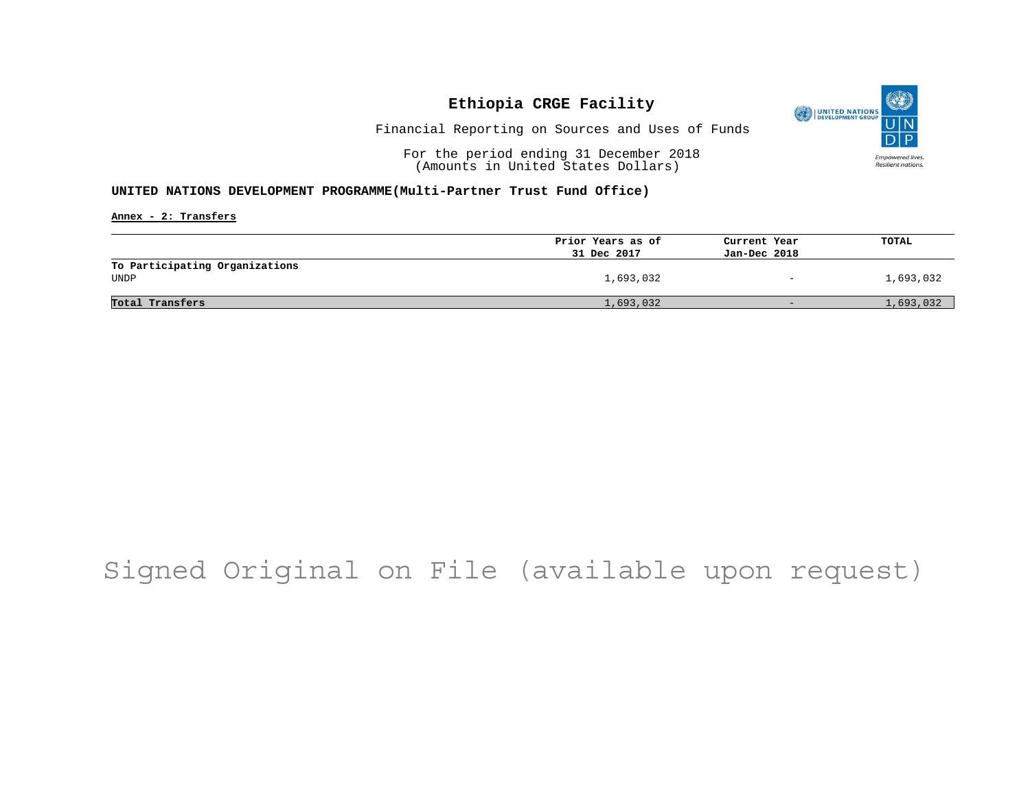# Ethiopia CRGE Facility

Financial Reporting on Sources and Uses of Funds

For the period ending 31 December 2018
(Amounts in United States Dollars)

**UNITED NATIONS DEVELOPMENT PROGRAMME(Multi-Partner Trust Fund Office)**

**Annex - 2: Transfers**

| | Prior Years as of 31 Dec 2017 | Current Year Jan-Dec 2018 | TOTAL |
|---|---|---|---|
| **To Participating Organizations** | | | |
| UNDP | 1,693,032 | - | 1,693,032 |
| **Total Transfers** | 1,693,032 | - | 1,693,032 |

Signed Original on File (available upon request)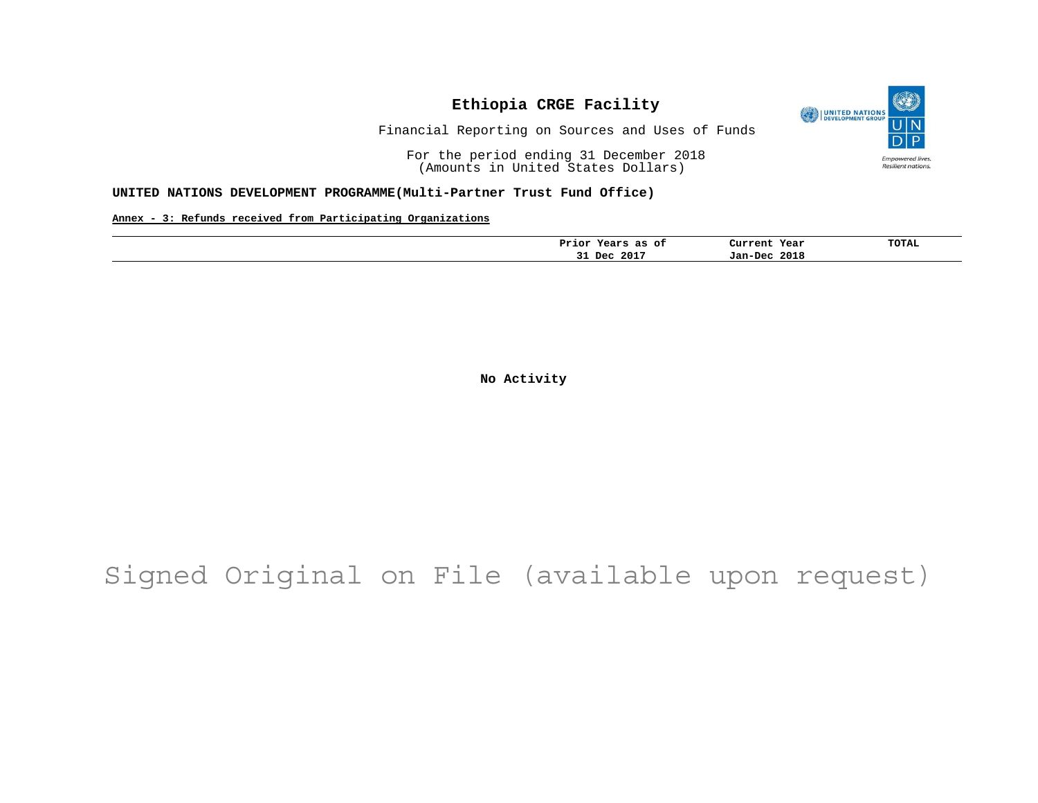# Ethiopia CRGE Facility

Financial Reporting on Sources and Uses of Funds

For the period ending 31 December 2018
(Amounts in United States Dollars)

**UNITED NATIONS DEVELOPMENT PROGRAMME(Multi-Partner Trust Fund Office)**

**Annex - 3: Refunds received from Participating Organizations**

| | Prior Years as of 31 Dec 2017 | Current Year Jan-Dec 2018 | TOTAL |
|---|---|---|---|

**No Activity**

Signed Original on File (available upon request)